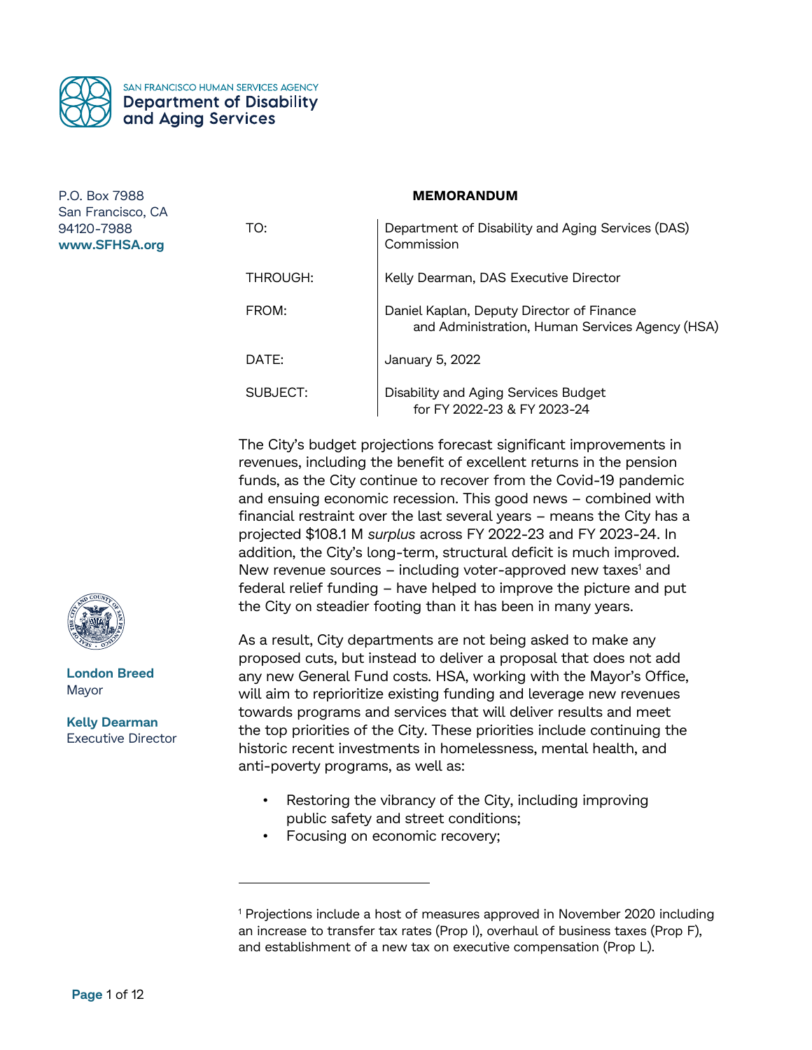SAN FRANCISCO HUMAN SERVICES AGENCY
**Department of Disability and Aging Services**

P.O. Box 7988
San Francisco, CA
94120-7988
**www.SFHSA.org**

**London Breed**
Mayor

**Kelly Dearman**
Executive Director

**MEMORANDUM**

| | |
|---|---|
| TO: | Department of Disability and Aging Services (DAS) Commission |
| THROUGH: | Kelly Dearman, DAS Executive Director |
| FROM: | Daniel Kaplan, Deputy Director of Finance and Administration, Human Services Agency (HSA) |
| DATE: | January 5, 2022 |
| SUBJECT: | Disability and Aging Services Budget for FY 2022-23 & FY 2023-24 |

The City's budget projections forecast significant improvements in revenues, including the benefit of excellent returns in the pension funds, as the City continue to recover from the Covid-19 pandemic and ensuing economic recession. This good news – combined with financial restraint over the last several years – means the City has a projected $108.1 M *surplus* across FY 2022-23 and FY 2023-24. In addition, the City's long-term, structural deficit is much improved. New revenue sources – including voter-approved new taxes[1] and federal relief funding – have helped to improve the picture and put the City on steadier footing than it has been in many years.

As a result, City departments are not being asked to make any proposed cuts, but instead to deliver a proposal that does not add any new General Fund costs. HSA, working with the Mayor's Office, will aim to reprioritize existing funding and leverage new revenues towards programs and services that will deliver results and meet the top priorities of the City. These priorities include continuing the historic recent investments in homelessness, mental health, and anti-poverty programs, as well as:

- Restoring the vibrancy of the City, including improving public safety and street conditions;
- Focusing on economic recovery;

[1] Projections include a host of measures approved in November 2020 including an increase to transfer tax rates (Prop I), overhaul of business taxes (Prop F), and establishment of a new tax on executive compensation (Prop L).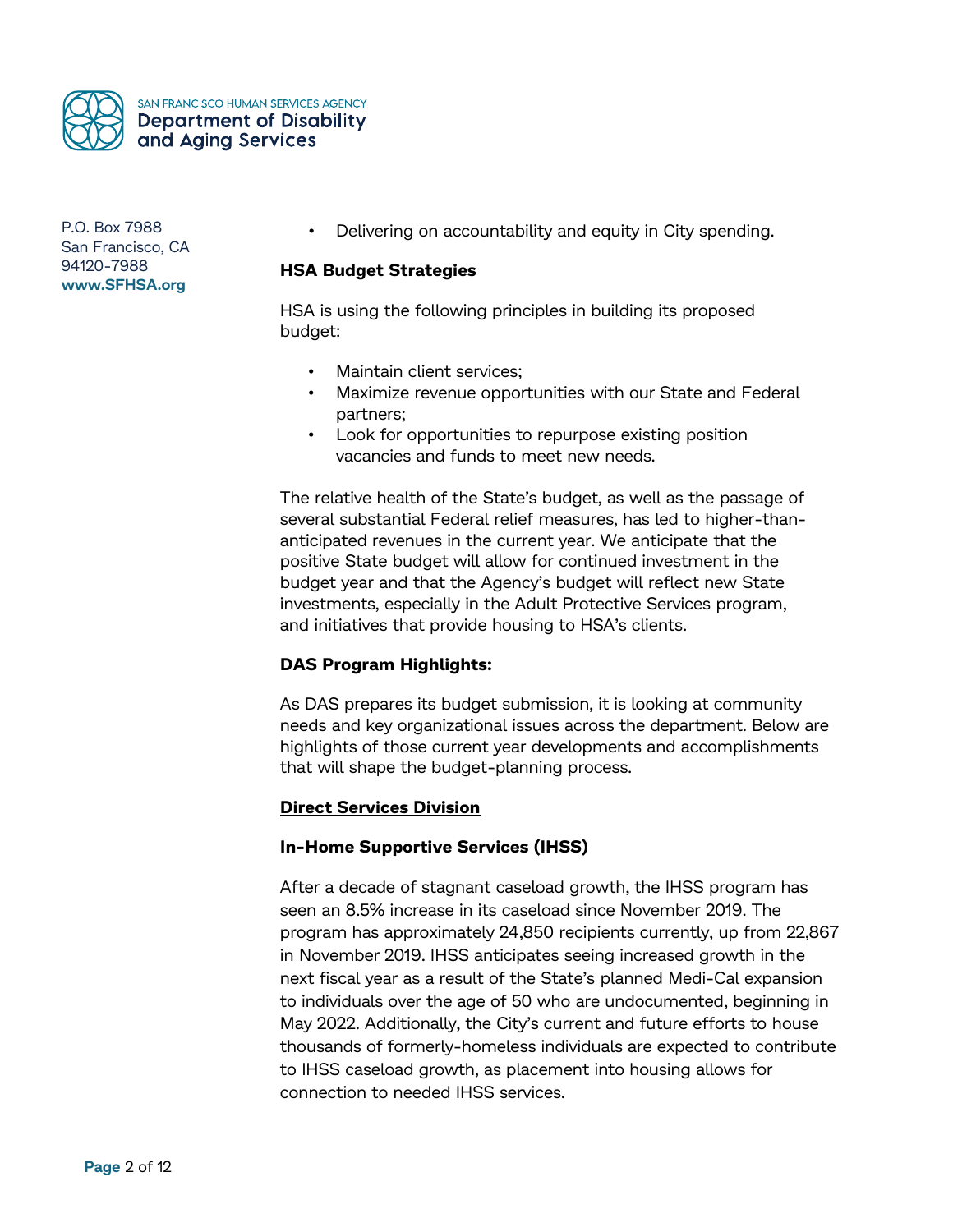- Delivering on accountability and equity in City spending.

**HSA Budget Strategies**

HSA is using the following principles in building its proposed budget:

- Maintain client services;
- Maximize revenue opportunities with our State and Federal partners;
- Look for opportunities to repurpose existing position vacancies and funds to meet new needs.

The relative health of the State's budget, as well as the passage of several substantial Federal relief measures, has led to higher-than-anticipated revenues in the current year. We anticipate that the positive State budget will allow for continued investment in the budget year and that the Agency's budget will reflect new State investments, especially in the Adult Protective Services program, and initiatives that provide housing to HSA's clients.

**DAS Program Highlights:**

As DAS prepares its budget submission, it is looking at community needs and key organizational issues across the department. Below are highlights of those current year developments and accomplishments that will shape the budget-planning process.

**<u>Direct Services Division</u>**

**In-Home Supportive Services (IHSS)**

After a decade of stagnant caseload growth, the IHSS program has seen an 8.5% increase in its caseload since November 2019. The program has approximately 24,850 recipients currently, up from 22,867 in November 2019. IHSS anticipates seeing increased growth in the next fiscal year as a result of the State's planned Medi-Cal expansion to individuals over the age of 50 who are undocumented, beginning in May 2022. Additionally, the City's current and future efforts to house thousands of formerly-homeless individuals are expected to contribute to IHSS caseload growth, as placement into housing allows for connection to needed IHSS services.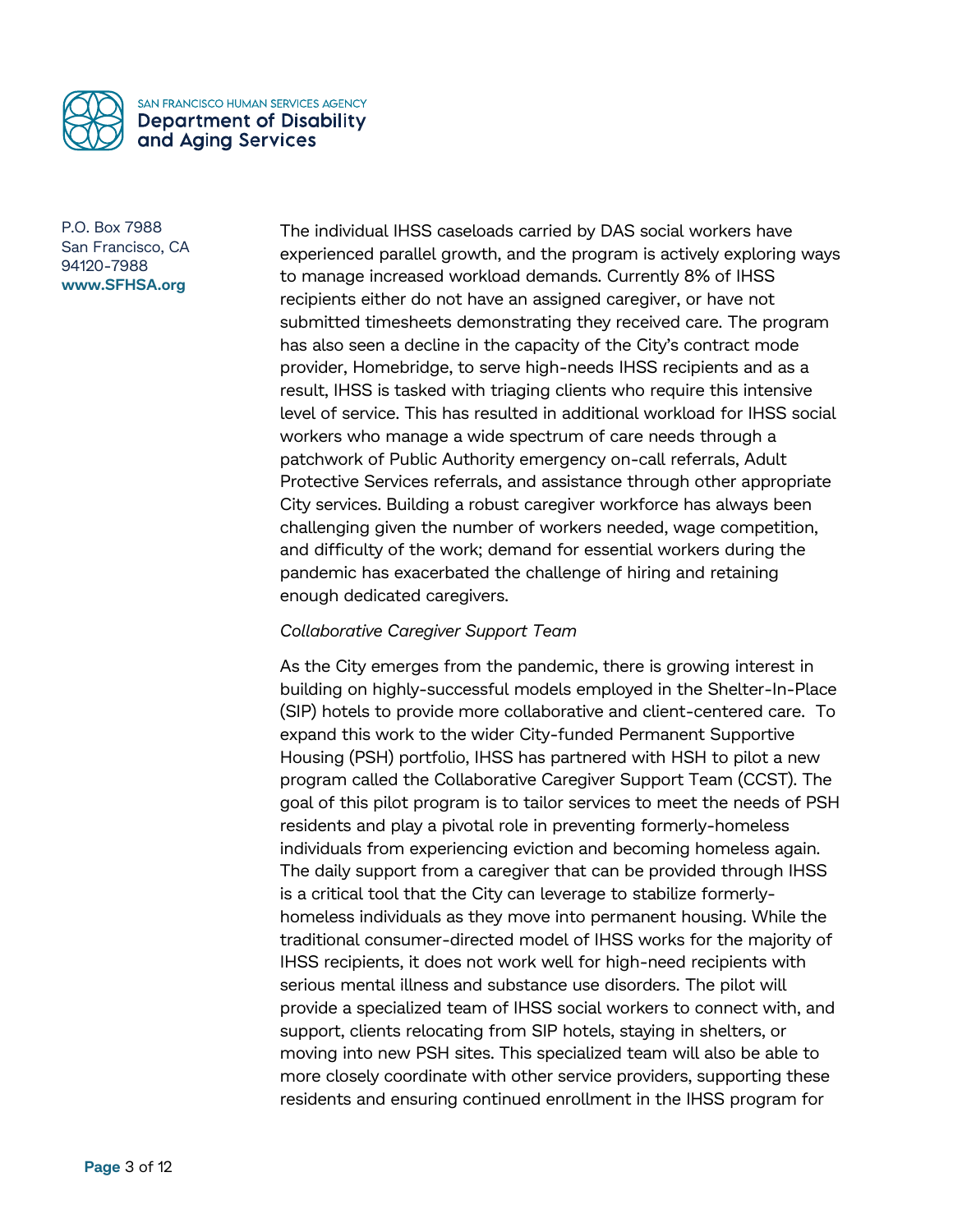The individual IHSS caseloads carried by DAS social workers have experienced parallel growth, and the program is actively exploring ways to manage increased workload demands. Currently 8% of IHSS recipients either do not have an assigned caregiver, or have not submitted timesheets demonstrating they received care. The program has also seen a decline in the capacity of the City's contract mode provider, Homebridge, to serve high-needs IHSS recipients and as a result, IHSS is tasked with triaging clients who require this intensive level of service. This has resulted in additional workload for IHSS social workers who manage a wide spectrum of care needs through a patchwork of Public Authority emergency on-call referrals, Adult Protective Services referrals, and assistance through other appropriate City services. Building a robust caregiver workforce has always been challenging given the number of workers needed, wage competition, and difficulty of the work; demand for essential workers during the pandemic has exacerbated the challenge of hiring and retaining enough dedicated caregivers.

*Collaborative Caregiver Support Team*

As the City emerges from the pandemic, there is growing interest in building on highly-successful models employed in the Shelter-In-Place (SIP) hotels to provide more collaborative and client-centered care. To expand this work to the wider City-funded Permanent Supportive Housing (PSH) portfolio, IHSS has partnered with HSH to pilot a new program called the Collaborative Caregiver Support Team (CCST). The goal of this pilot program is to tailor services to meet the needs of PSH residents and play a pivotal role in preventing formerly-homeless individuals from experiencing eviction and becoming homeless again. The daily support from a caregiver that can be provided through IHSS is a critical tool that the City can leverage to stabilize formerly-homeless individuals as they move into permanent housing. While the traditional consumer-directed model of IHSS works for the majority of IHSS recipients, it does not work well for high-need recipients with serious mental illness and substance use disorders. The pilot will provide a specialized team of IHSS social workers to connect with, and support, clients relocating from SIP hotels, staying in shelters, or moving into new PSH sites. This specialized team will also be able to more closely coordinate with other service providers, supporting these residents and ensuring continued enrollment in the IHSS program for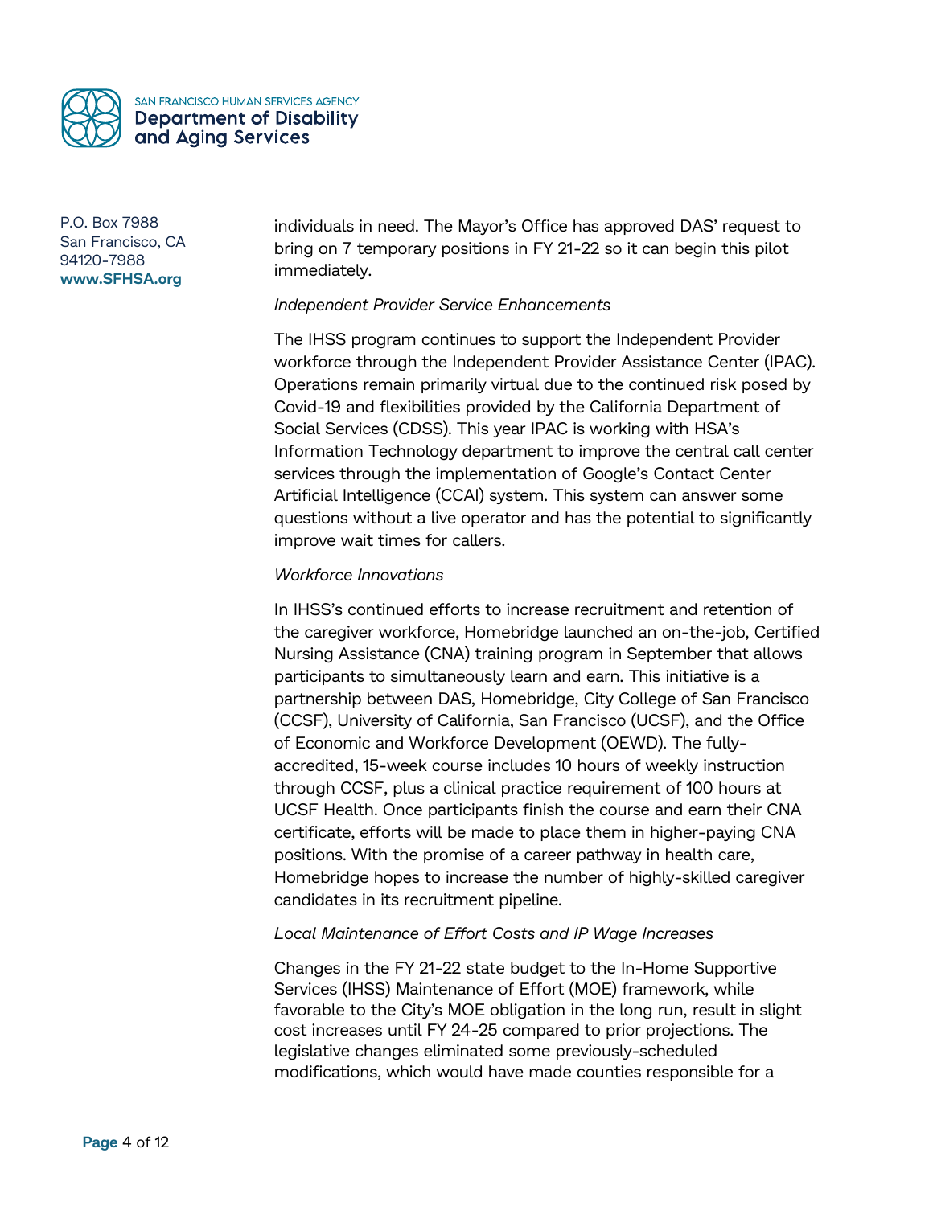individuals in need. The Mayor's Office has approved DAS' request to bring on 7 temporary positions in FY 21-22 so it can begin this pilot immediately.

*Independent Provider Service Enhancements*

The IHSS program continues to support the Independent Provider workforce through the Independent Provider Assistance Center (IPAC). Operations remain primarily virtual due to the continued risk posed by Covid-19 and flexibilities provided by the California Department of Social Services (CDSS). This year IPAC is working with HSA's Information Technology department to improve the central call center services through the implementation of Google's Contact Center Artificial Intelligence (CCAI) system. This system can answer some questions without a live operator and has the potential to significantly improve wait times for callers.

*Workforce Innovations*

In IHSS's continued efforts to increase recruitment and retention of the caregiver workforce, Homebridge launched an on-the-job, Certified Nursing Assistance (CNA) training program in September that allows participants to simultaneously learn and earn. This initiative is a partnership between DAS, Homebridge, City College of San Francisco (CCSF), University of California, San Francisco (UCSF), and the Office of Economic and Workforce Development (OEWD). The fully-accredited, 15-week course includes 10 hours of weekly instruction through CCSF, plus a clinical practice requirement of 100 hours at UCSF Health. Once participants finish the course and earn their CNA certificate, efforts will be made to place them in higher-paying CNA positions. With the promise of a career pathway in health care, Homebridge hopes to increase the number of highly-skilled caregiver candidates in its recruitment pipeline.

*Local Maintenance of Effort Costs and IP Wage Increases*

Changes in the FY 21-22 state budget to the In-Home Supportive Services (IHSS) Maintenance of Effort (MOE) framework, while favorable to the City's MOE obligation in the long run, result in slight cost increases until FY 24-25 compared to prior projections. The legislative changes eliminated some previously-scheduled modifications, which would have made counties responsible for a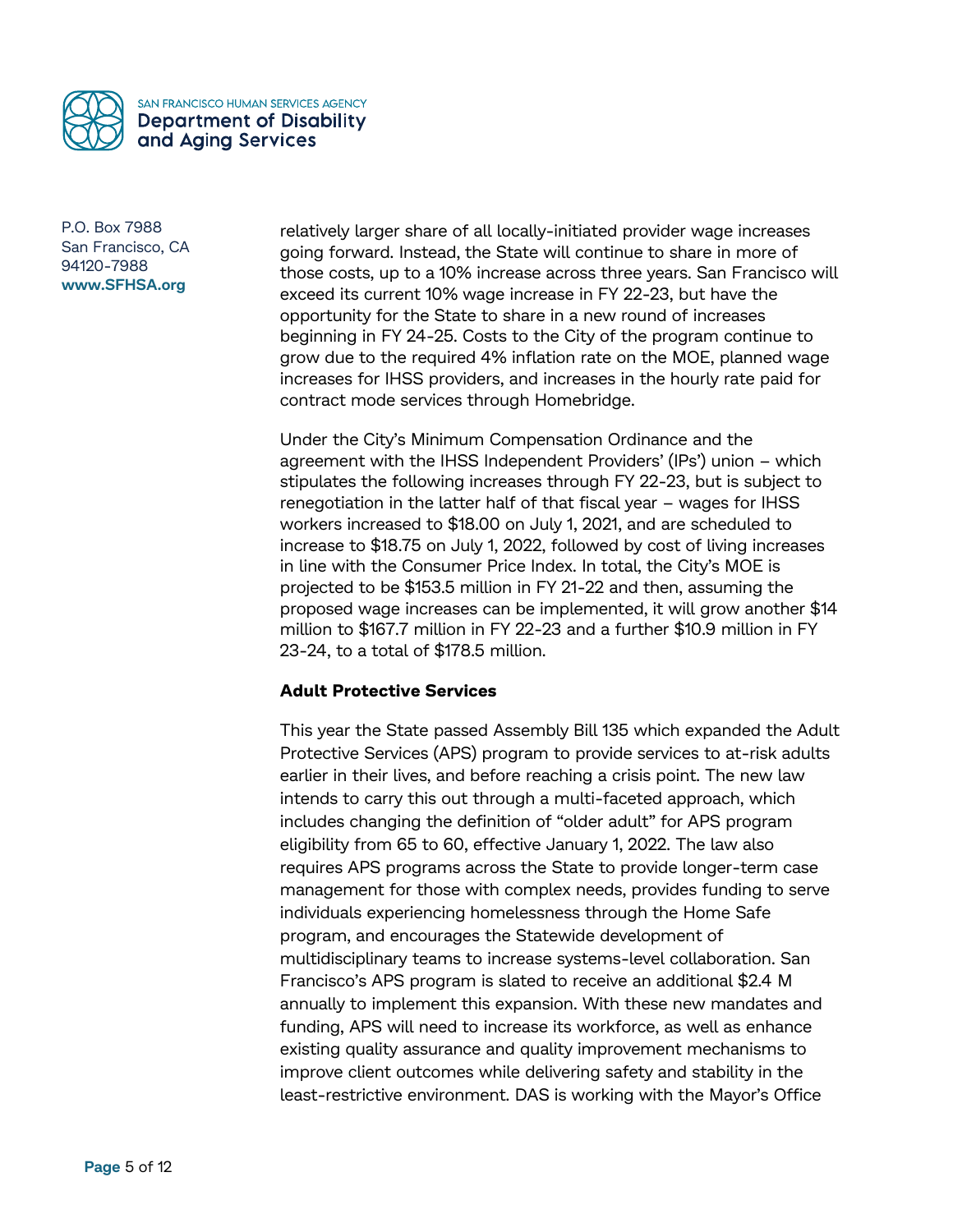relatively larger share of all locally-initiated provider wage increases going forward. Instead, the State will continue to share in more of those costs, up to a 10% increase across three years. San Francisco will exceed its current 10% wage increase in FY 22-23, but have the opportunity for the State to share in a new round of increases beginning in FY 24-25. Costs to the City of the program continue to grow due to the required 4% inflation rate on the MOE, planned wage increases for IHSS providers, and increases in the hourly rate paid for contract mode services through Homebridge.

Under the City's Minimum Compensation Ordinance and the agreement with the IHSS Independent Providers' (IPs') union – which stipulates the following increases through FY 22-23, but is subject to renegotiation in the latter half of that fiscal year – wages for IHSS workers increased to $18.00 on July 1, 2021, and are scheduled to increase to $18.75 on July 1, 2022, followed by cost of living increases in line with the Consumer Price Index. In total, the City's MOE is projected to be $153.5 million in FY 21-22 and then, assuming the proposed wage increases can be implemented, it will grow another $14 million to $167.7 million in FY 22-23 and a further $10.9 million in FY 23-24, to a total of $178.5 million.

**Adult Protective Services**

This year the State passed Assembly Bill 135 which expanded the Adult Protective Services (APS) program to provide services to at-risk adults earlier in their lives, and before reaching a crisis point. The new law intends to carry this out through a multi-faceted approach, which includes changing the definition of "older adult" for APS program eligibility from 65 to 60, effective January 1, 2022. The law also requires APS programs across the State to provide longer-term case management for those with complex needs, provides funding to serve individuals experiencing homelessness through the Home Safe program, and encourages the Statewide development of multidisciplinary teams to increase systems-level collaboration. San Francisco's APS program is slated to receive an additional $2.4 M annually to implement this expansion. With these new mandates and funding, APS will need to increase its workforce, as well as enhance existing quality assurance and quality improvement mechanisms to improve client outcomes while delivering safety and stability in the least-restrictive environment. DAS is working with the Mayor's Office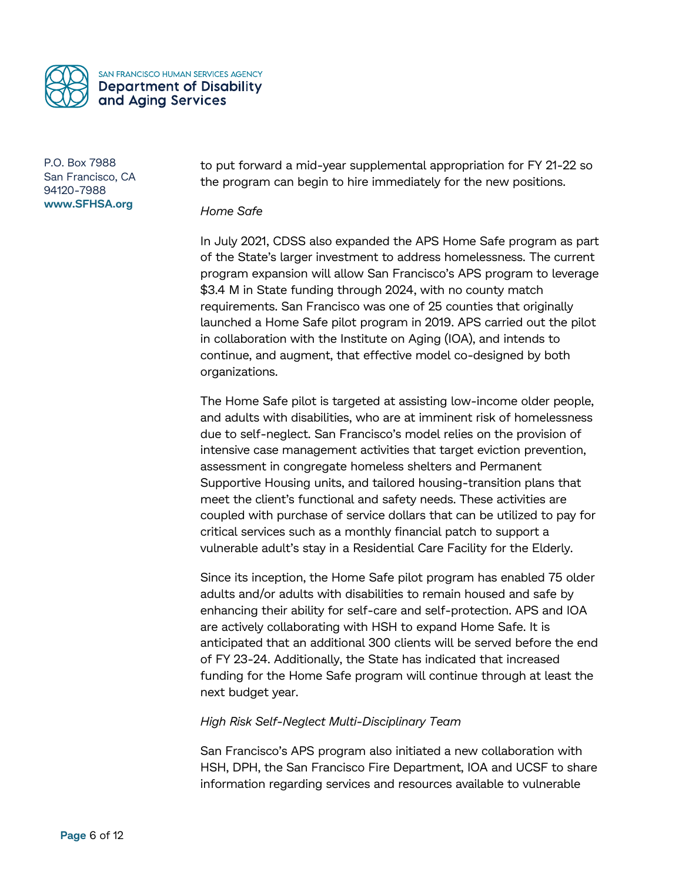to put forward a mid-year supplemental appropriation for FY 21-22 so the program can begin to hire immediately for the new positions.

*Home Safe*

In July 2021, CDSS also expanded the APS Home Safe program as part of the State's larger investment to address homelessness. The current program expansion will allow San Francisco's APS program to leverage $3.4 M in State funding through 2024, with no county match requirements. San Francisco was one of 25 counties that originally launched a Home Safe pilot program in 2019. APS carried out the pilot in collaboration with the Institute on Aging (IOA), and intends to continue, and augment, that effective model co-designed by both organizations.

The Home Safe pilot is targeted at assisting low-income older people, and adults with disabilities, who are at imminent risk of homelessness due to self-neglect. San Francisco's model relies on the provision of intensive case management activities that target eviction prevention, assessment in congregate homeless shelters and Permanent Supportive Housing units, and tailored housing-transition plans that meet the client's functional and safety needs. These activities are coupled with purchase of service dollars that can be utilized to pay for critical services such as a monthly financial patch to support a vulnerable adult's stay in a Residential Care Facility for the Elderly.

Since its inception, the Home Safe pilot program has enabled 75 older adults and/or adults with disabilities to remain housed and safe by enhancing their ability for self-care and self-protection. APS and IOA are actively collaborating with HSH to expand Home Safe. It is anticipated that an additional 300 clients will be served before the end of FY 23-24. Additionally, the State has indicated that increased funding for the Home Safe program will continue through at least the next budget year.

*High Risk Self-Neglect Multi-Disciplinary Team*

San Francisco's APS program also initiated a new collaboration with HSH, DPH, the San Francisco Fire Department, IOA and UCSF to share information regarding services and resources available to vulnerable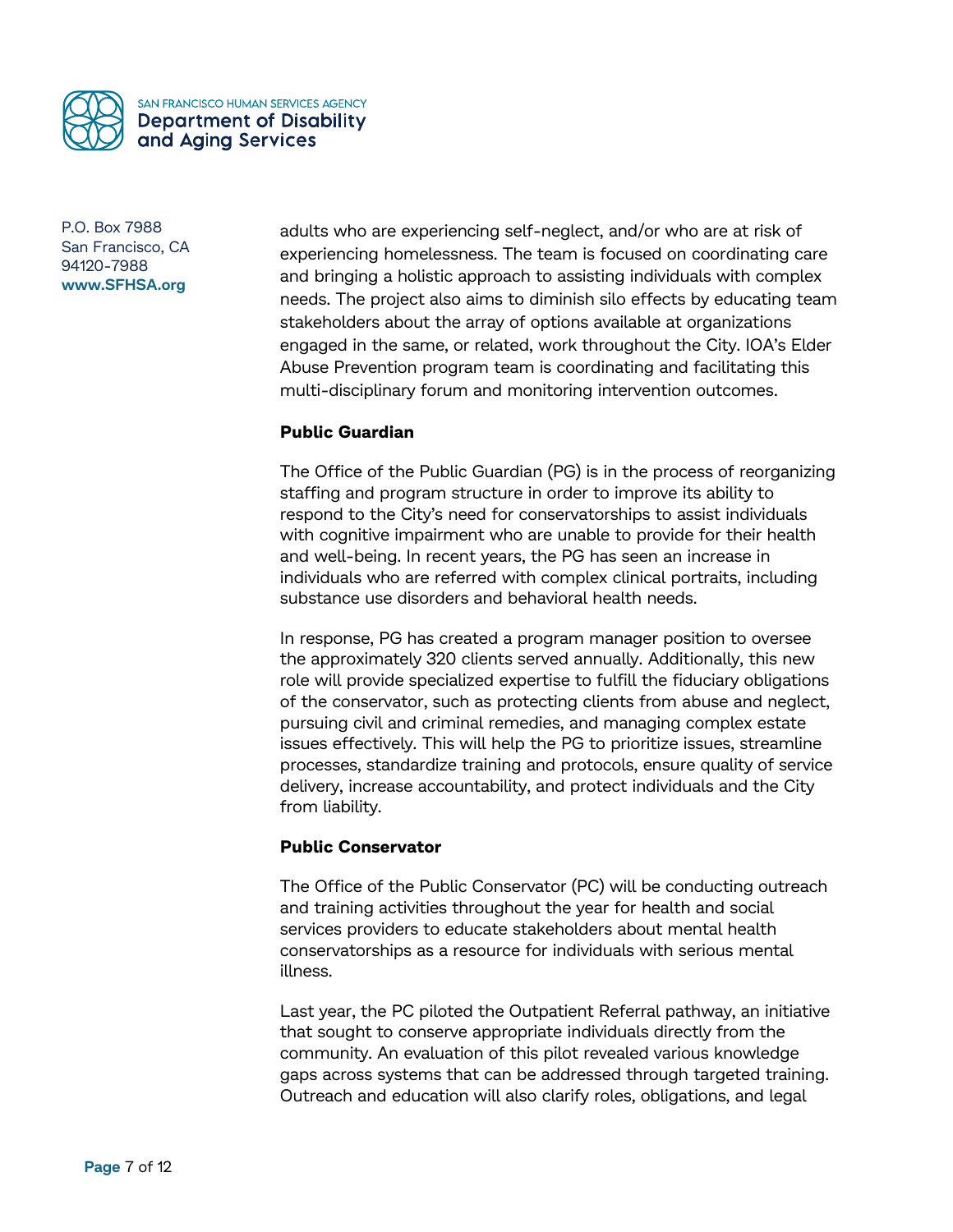adults who are experiencing self-neglect, and/or who are at risk of experiencing homelessness. The team is focused on coordinating care and bringing a holistic approach to assisting individuals with complex needs. The project also aims to diminish silo effects by educating team stakeholders about the array of options available at organizations engaged in the same, or related, work throughout the City. IOA's Elder Abuse Prevention program team is coordinating and facilitating this multi-disciplinary forum and monitoring intervention outcomes.

**Public Guardian**

The Office of the Public Guardian (PG) is in the process of reorganizing staffing and program structure in order to improve its ability to respond to the City's need for conservatorships to assist individuals with cognitive impairment who are unable to provide for their health and well-being. In recent years, the PG has seen an increase in individuals who are referred with complex clinical portraits, including substance use disorders and behavioral health needs.

In response, PG has created a program manager position to oversee the approximately 320 clients served annually. Additionally, this new role will provide specialized expertise to fulfill the fiduciary obligations of the conservator, such as protecting clients from abuse and neglect, pursuing civil and criminal remedies, and managing complex estate issues effectively. This will help the PG to prioritize issues, streamline processes, standardize training and protocols, ensure quality of service delivery, increase accountability, and protect individuals and the City from liability.

**Public Conservator**

The Office of the Public Conservator (PC) will be conducting outreach and training activities throughout the year for health and social services providers to educate stakeholders about mental health conservatorships as a resource for individuals with serious mental illness.

Last year, the PC piloted the Outpatient Referral pathway, an initiative that sought to conserve appropriate individuals directly from the community. An evaluation of this pilot revealed various knowledge gaps across systems that can be addressed through targeted training. Outreach and education will also clarify roles, obligations, and legal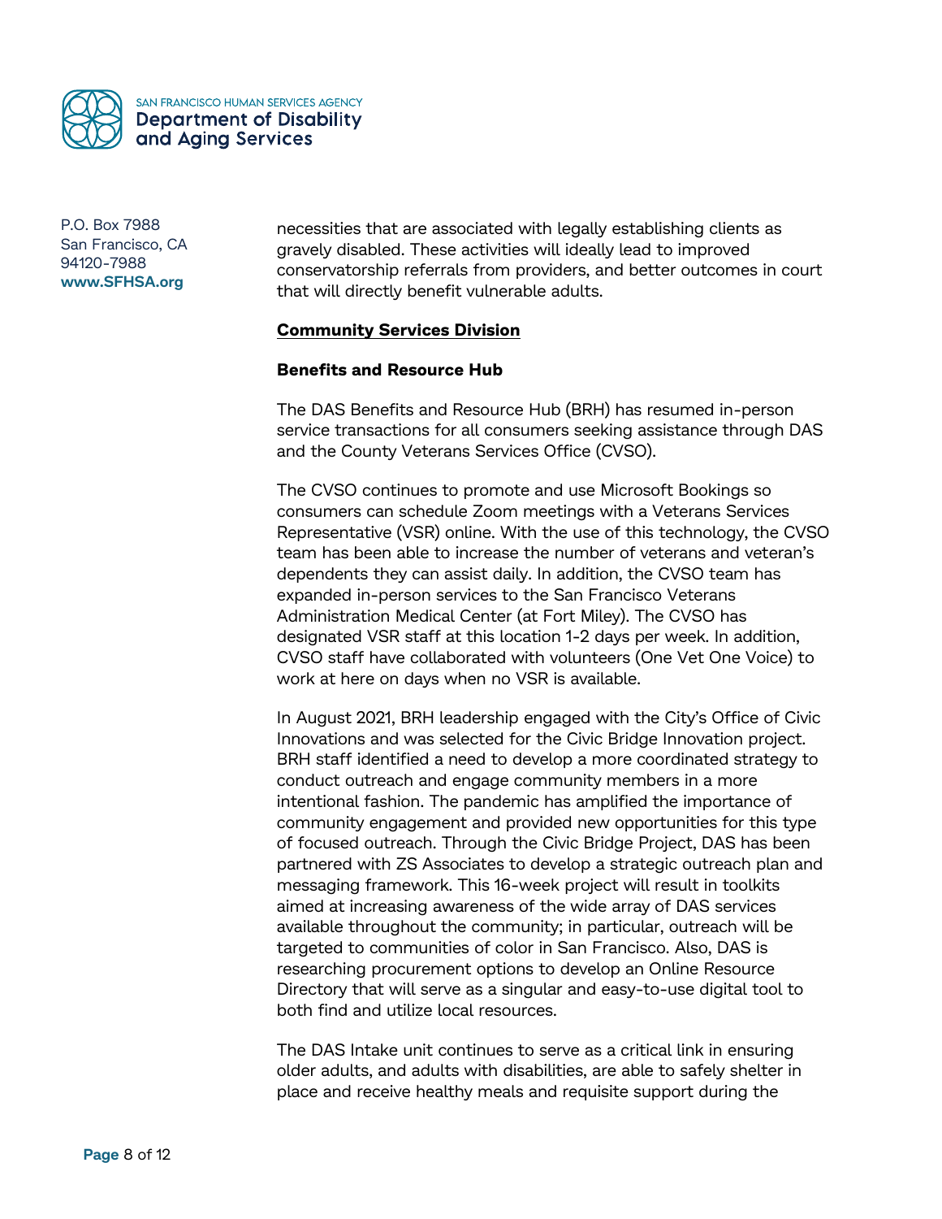necessities that are associated with legally establishing clients as gravely disabled. These activities will ideally lead to improved conservatorship referrals from providers, and better outcomes in court that will directly benefit vulnerable adults.

## Community Services Division

### Benefits and Resource Hub

The DAS Benefits and Resource Hub (BRH) has resumed in-person service transactions for all consumers seeking assistance through DAS and the County Veterans Services Office (CVSO).

The CVSO continues to promote and use Microsoft Bookings so consumers can schedule Zoom meetings with a Veterans Services Representative (VSR) online. With the use of this technology, the CVSO team has been able to increase the number of veterans and veteran's dependents they can assist daily. In addition, the CVSO team has expanded in-person services to the San Francisco Veterans Administration Medical Center (at Fort Miley). The CVSO has designated VSR staff at this location 1-2 days per week. In addition, CVSO staff have collaborated with volunteers (One Vet One Voice) to work at here on days when no VSR is available.

In August 2021, BRH leadership engaged with the City's Office of Civic Innovations and was selected for the Civic Bridge Innovation project. BRH staff identified a need to develop a more coordinated strategy to conduct outreach and engage community members in a more intentional fashion. The pandemic has amplified the importance of community engagement and provided new opportunities for this type of focused outreach. Through the Civic Bridge Project, DAS has been partnered with ZS Associates to develop a strategic outreach plan and messaging framework. This 16-week project will result in toolkits aimed at increasing awareness of the wide array of DAS services available throughout the community; in particular, outreach will be targeted to communities of color in San Francisco. Also, DAS is researching procurement options to develop an Online Resource Directory that will serve as a singular and easy-to-use digital tool to both find and utilize local resources.

The DAS Intake unit continues to serve as a critical link in ensuring older adults, and adults with disabilities, are able to safely shelter in place and receive healthy meals and requisite support during the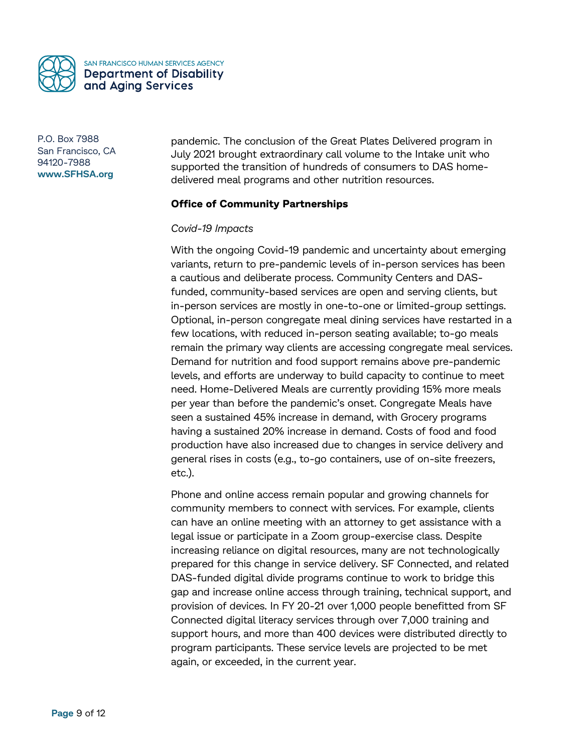pandemic. The conclusion of the Great Plates Delivered program in July 2021 brought extraordinary call volume to the Intake unit who supported the transition of hundreds of consumers to DAS home-delivered meal programs and other nutrition resources.

**Office of Community Partnerships**

*Covid-19 Impacts*

With the ongoing Covid-19 pandemic and uncertainty about emerging variants, return to pre-pandemic levels of in-person services has been a cautious and deliberate process. Community Centers and DAS-funded, community-based services are open and serving clients, but in-person services are mostly in one-to-one or limited-group settings. Optional, in-person congregate meal dining services have restarted in a few locations, with reduced in-person seating available; to-go meals remain the primary way clients are accessing congregate meal services. Demand for nutrition and food support remains above pre-pandemic levels, and efforts are underway to build capacity to continue to meet need. Home-Delivered Meals are currently providing 15% more meals per year than before the pandemic's onset. Congregate Meals have seen a sustained 45% increase in demand, with Grocery programs having a sustained 20% increase in demand. Costs of food and food production have also increased due to changes in service delivery and general rises in costs (e.g., to-go containers, use of on-site freezers, etc.).

Phone and online access remain popular and growing channels for community members to connect with services. For example, clients can have an online meeting with an attorney to get assistance with a legal issue or participate in a Zoom group-exercise class. Despite increasing reliance on digital resources, many are not technologically prepared for this change in service delivery. SF Connected, and related DAS-funded digital divide programs continue to work to bridge this gap and increase online access through training, technical support, and provision of devices. In FY 20-21 over 1,000 people benefitted from SF Connected digital literacy services through over 7,000 training and support hours, and more than 400 devices were distributed directly to program participants. These service levels are projected to be met again, or exceeded, in the current year.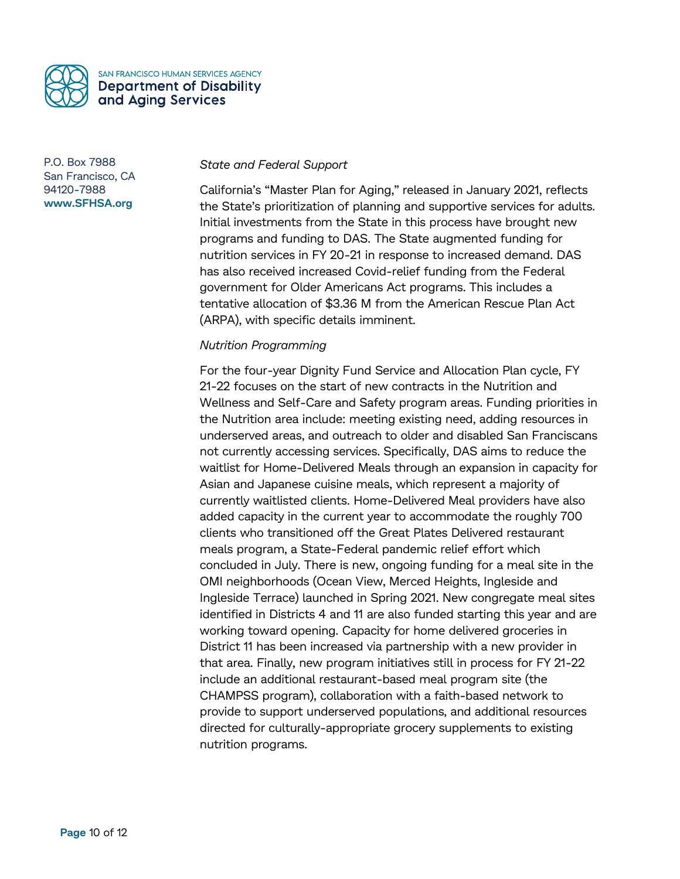*State and Federal Support*

California's "Master Plan for Aging," released in January 2021, reflects the State's prioritization of planning and supportive services for adults. Initial investments from the State in this process have brought new programs and funding to DAS. The State augmented funding for nutrition services in FY 20-21 in response to increased demand. DAS has also received increased Covid-relief funding from the Federal government for Older Americans Act programs. This includes a tentative allocation of $3.36 M from the American Rescue Plan Act (ARPA), with specific details imminent.

*Nutrition Programming*

For the four-year Dignity Fund Service and Allocation Plan cycle, FY 21-22 focuses on the start of new contracts in the Nutrition and Wellness and Self-Care and Safety program areas. Funding priorities in the Nutrition area include: meeting existing need, adding resources in underserved areas, and outreach to older and disabled San Franciscans not currently accessing services. Specifically, DAS aims to reduce the waitlist for Home-Delivered Meals through an expansion in capacity for Asian and Japanese cuisine meals, which represent a majority of currently waitlisted clients. Home-Delivered Meal providers have also added capacity in the current year to accommodate the roughly 700 clients who transitioned off the Great Plates Delivered restaurant meals program, a State-Federal pandemic relief effort which concluded in July. There is new, ongoing funding for a meal site in the OMI neighborhoods (Ocean View, Merced Heights, Ingleside and Ingleside Terrace) launched in Spring 2021. New congregate meal sites identified in Districts 4 and 11 are also funded starting this year and are working toward opening. Capacity for home delivered groceries in District 11 has been increased via partnership with a new provider in that area. Finally, new program initiatives still in process for FY 21-22 include an additional restaurant-based meal program site (the CHAMPSS program), collaboration with a faith-based network to provide to support underserved populations, and additional resources directed for culturally-appropriate grocery supplements to existing nutrition programs.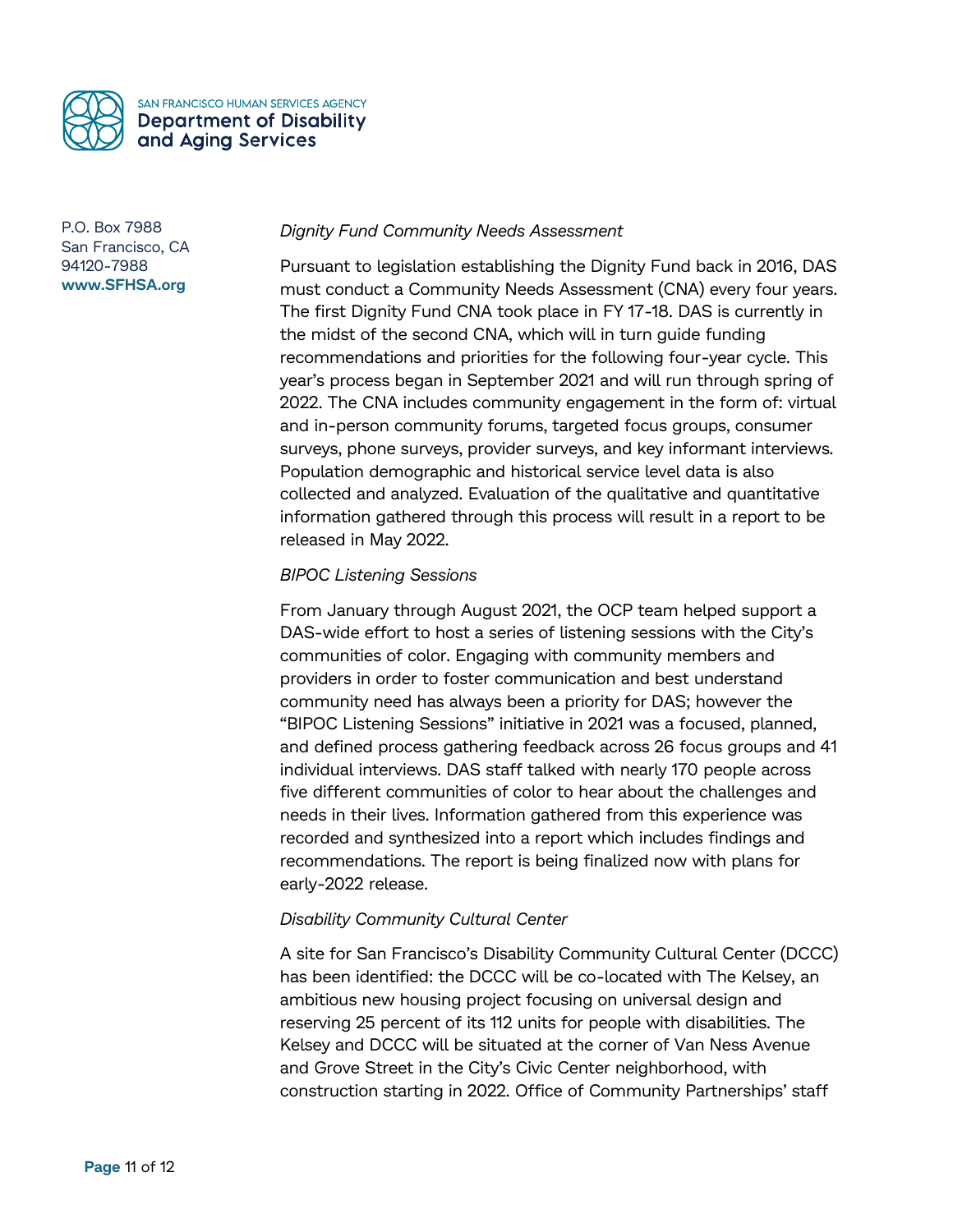*Dignity Fund Community Needs Assessment*

Pursuant to legislation establishing the Dignity Fund back in 2016, DAS must conduct a Community Needs Assessment (CNA) every four years. The first Dignity Fund CNA took place in FY 17-18. DAS is currently in the midst of the second CNA, which will in turn guide funding recommendations and priorities for the following four-year cycle. This year's process began in September 2021 and will run through spring of 2022. The CNA includes community engagement in the form of: virtual and in-person community forums, targeted focus groups, consumer surveys, phone surveys, provider surveys, and key informant interviews. Population demographic and historical service level data is also collected and analyzed. Evaluation of the qualitative and quantitative information gathered through this process will result in a report to be released in May 2022.

*BIPOC Listening Sessions*

From January through August 2021, the OCP team helped support a DAS-wide effort to host a series of listening sessions with the City's communities of color. Engaging with community members and providers in order to foster communication and best understand community need has always been a priority for DAS; however the "BIPOC Listening Sessions" initiative in 2021 was a focused, planned, and defined process gathering feedback across 26 focus groups and 41 individual interviews. DAS staff talked with nearly 170 people across five different communities of color to hear about the challenges and needs in their lives. Information gathered from this experience was recorded and synthesized into a report which includes findings and recommendations. The report is being finalized now with plans for early-2022 release.

*Disability Community Cultural Center*

A site for San Francisco's Disability Community Cultural Center (DCCC) has been identified: the DCCC will be co-located with The Kelsey, an ambitious new housing project focusing on universal design and reserving 25 percent of its 112 units for people with disabilities. The Kelsey and DCCC will be situated at the corner of Van Ness Avenue and Grove Street in the City's Civic Center neighborhood, with construction starting in 2022. Office of Community Partnerships' staff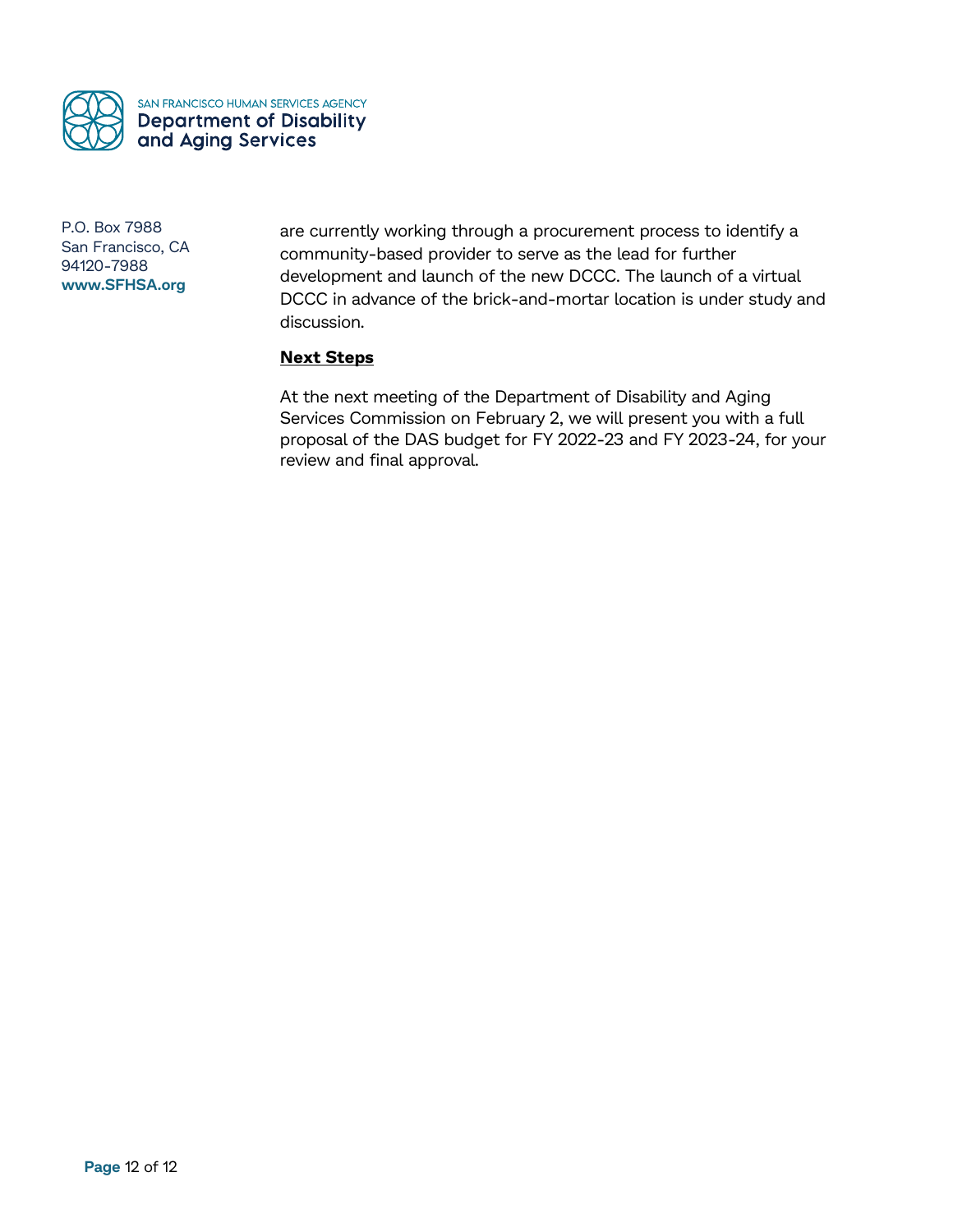are currently working through a procurement process to identify a community-based provider to serve as the lead for further development and launch of the new DCCC. The launch of a virtual DCCC in advance of the brick-and-mortar location is under study and discussion.

**Next Steps**

At the next meeting of the Department of Disability and Aging Services Commission on February 2, we will present you with a full proposal of the DAS budget for FY 2022-23 and FY 2023-24, for your review and final approval.